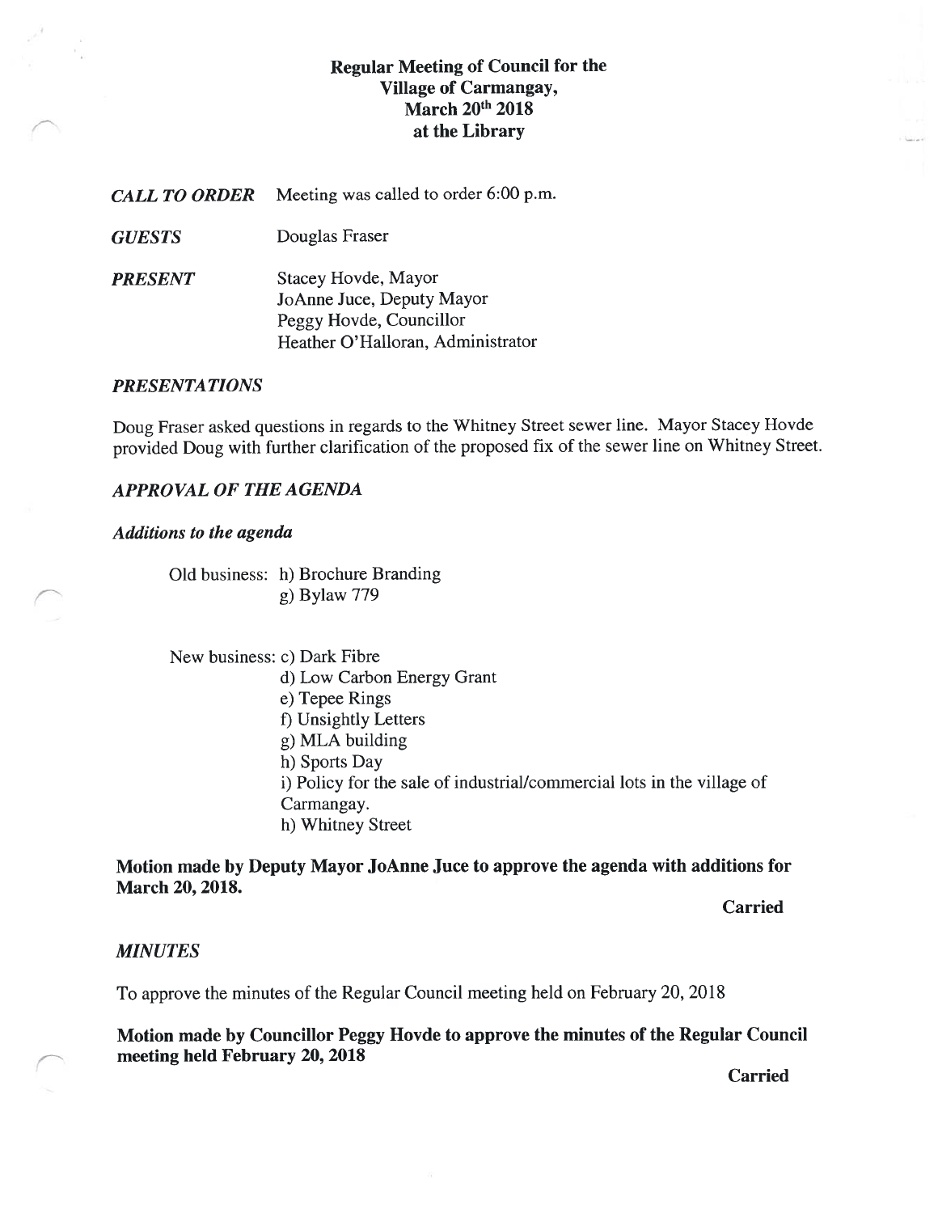# Regular Meeting of Council for the Village of Carmangay, March 20th 2018 at the Library

***CALL TO ORDER*** Meeting was called to order 6:00 p.m.

***GUESTS*** Douglas Fraser

***PRESENT*** Stacey Hovde, Mayor
JoAnne Juce, Deputy Mayor
Peggy Hovde, Councillor
Heather O'Halloran, Administrator

## *PRESENTATIONS*

Doug Fraser asked questions in regards to the Whitney Street sewer line. Mayor Stacey Hovde provided Doug with further clarification of the proposed fix of the sewer line on Whitney Street.

## *APPROVAL OF THE AGENDA*

### *Additions to the agenda*

Old business: h) Brochure Branding
g) Bylaw 779

New business: c) Dark Fibre
d) Low Carbon Energy Grant
e) Tepee Rings
f) Unsightly Letters
g) MLA building
h) Sports Day
i) Policy for the sale of industrial/commercial lots in the village of Carmangay.
h) Whitney Street

**Motion made by Deputy Mayor JoAnne Juce to approve the agenda with additions for March 20, 2018.**

**Carried**

## *MINUTES*

To approve the minutes of the Regular Council meeting held on February 20, 2018

**Motion made by Councillor Peggy Hovde to approve the minutes of the Regular Council meeting held February 20, 2018**

**Carried**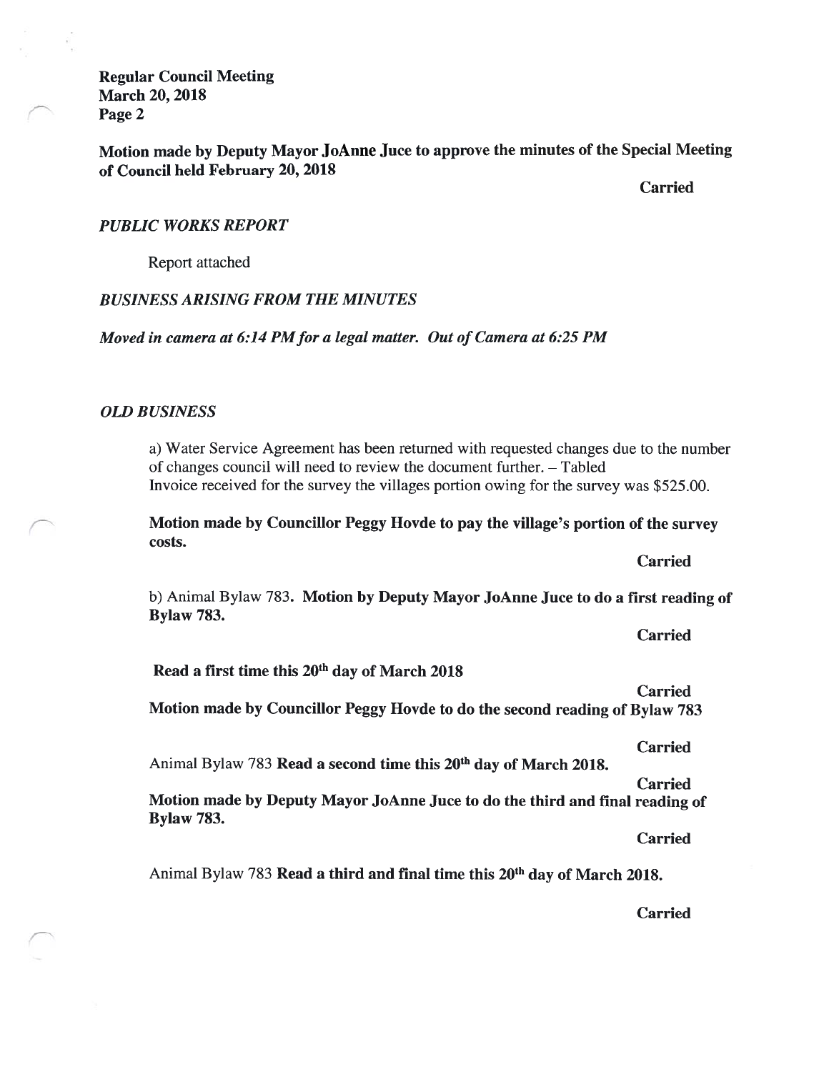**Motion made by Deputy Mayor JoAnne Juce to approve the minutes of the Special Meeting of Council held February 20, 2018**

**Carried**

*PUBLIC WORKS REPORT*

Report attached

*BUSINESS ARISING FROM THE MINUTES*

***Moved in camera at 6:14 PM for a legal matter. Out of Camera at 6:25 PM***

*OLD BUSINESS*

a) Water Service Agreement has been returned with requested changes due to the number of changes council will need to review the document further. – Tabled
Invoice received for the survey the villages portion owing for the survey was $525.00.

**Motion made by Councillor Peggy Hovde to pay the village's portion of the survey costs.**

**Carried**

b) Animal Bylaw 783. **Motion by Deputy Mayor JoAnne Juce to do a first reading of Bylaw 783.**

**Carried**

**Read a first time this 20th day of March 2018**

**Carried**

**Motion made by Councillor Peggy Hovde to do the second reading of Bylaw 783**

**Carried**

Animal Bylaw 783 **Read a second time this 20th day of March 2018.**

**Carried**

**Motion made by Deputy Mayor JoAnne Juce to do the third and final reading of Bylaw 783.**

**Carried**

Animal Bylaw 783 **Read a third and final time this 20th day of March 2018.**

**Carried**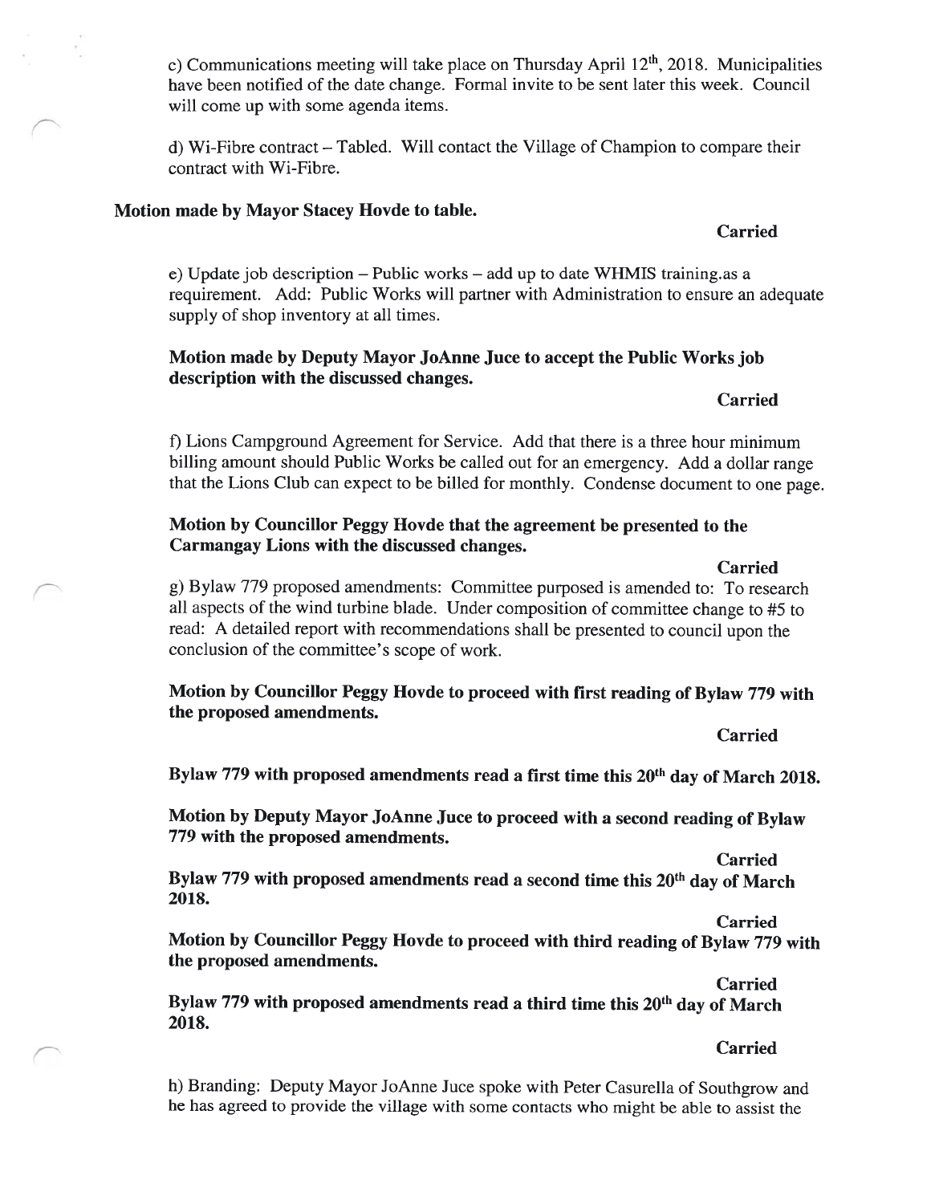c) Communications meeting will take place on Thursday April 12th, 2018. Municipalities have been notified of the date change. Formal invite to be sent later this week. Council will come up with some agenda items.

d) Wi-Fibre contract – Tabled. Will contact the Village of Champion to compare their contract with Wi-Fibre.

**Motion made by Mayor Stacey Hovde to table.**

**Carried**

e) Update job description – Public works – add up to date WHMIS training.as a requirement. Add: Public Works will partner with Administration to ensure an adequate supply of shop inventory at all times.

**Motion made by Deputy Mayor JoAnne Juce to accept the Public Works job description with the discussed changes.**

**Carried**

f) Lions Campground Agreement for Service. Add that there is a three hour minimum billing amount should Public Works be called out for an emergency. Add a dollar range that the Lions Club can expect to be billed for monthly. Condense document to one page.

**Motion by Councillor Peggy Hovde that the agreement be presented to the Carmangay Lions with the discussed changes.**

**Carried**

g) Bylaw 779 proposed amendments: Committee purposed is amended to: To research all aspects of the wind turbine blade. Under composition of committee change to #5 to read: A detailed report with recommendations shall be presented to council upon the conclusion of the committee's scope of work.

**Motion by Councillor Peggy Hovde to proceed with first reading of Bylaw 779 with the proposed amendments.**

**Carried**

**Bylaw 779 with proposed amendments read a first time this 20th day of March 2018.**

**Motion by Deputy Mayor JoAnne Juce to proceed with a second reading of Bylaw 779 with the proposed amendments.**

**Carried**

**Bylaw 779 with proposed amendments read a second time this 20th day of March 2018.**

**Carried**

**Motion by Councillor Peggy Hovde to proceed with third reading of Bylaw 779 with the proposed amendments.**

**Carried**

**Bylaw 779 with proposed amendments read a third time this 20th day of March 2018.**

**Carried**

h) Branding: Deputy Mayor JoAnne Juce spoke with Peter Casurella of Southgrow and he has agreed to provide the village with some contacts who might be able to assist the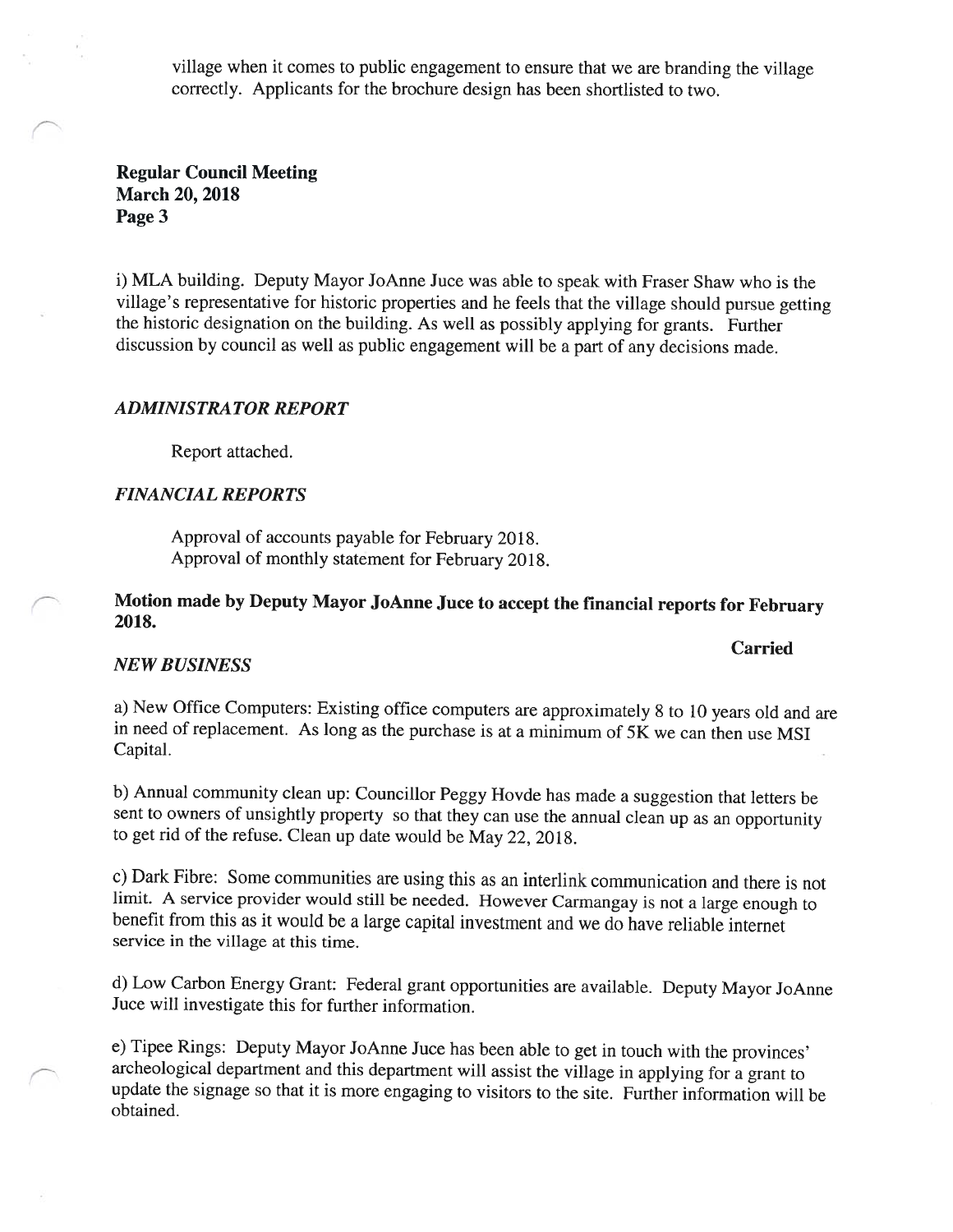village when it comes to public engagement to ensure that we are branding the village correctly. Applicants for the brochure design has been shortlisted to two.

i) MLA building. Deputy Mayor JoAnne Juce was able to speak with Fraser Shaw who is the village's representative for historic properties and he feels that the village should pursue getting the historic designation on the building. As well as possibly applying for grants. Further discussion by council as well as public engagement will be a part of any decisions made.

### *ADMINISTRATOR REPORT*

Report attached.

### *FINANCIAL REPORTS*

Approval of accounts payable for February 2018.
Approval of monthly statement for February 2018.

**Motion made by Deputy Mayor JoAnne Juce to accept the financial reports for February 2018.**

**Carried**

### *NEW BUSINESS*

a) New Office Computers: Existing office computers are approximately 8 to 10 years old and are in need of replacement. As long as the purchase is at a minimum of 5K we can then use MSI Capital.

b) Annual community clean up: Councillor Peggy Hovde has made a suggestion that letters be sent to owners of unsightly property so that they can use the annual clean up as an opportunity to get rid of the refuse. Clean up date would be May 22, 2018.

c) Dark Fibre: Some communities are using this as an interlink communication and there is not limit. A service provider would still be needed. However Carmangay is not a large enough to benefit from this as it would be a large capital investment and we do have reliable internet service in the village at this time.

d) Low Carbon Energy Grant: Federal grant opportunities are available. Deputy Mayor JoAnne Juce will investigate this for further information.

e) Tipee Rings: Deputy Mayor JoAnne Juce has been able to get in touch with the provinces' archeological department and this department will assist the village in applying for a grant to update the signage so that it is more engaging to visitors to the site. Further information will be obtained.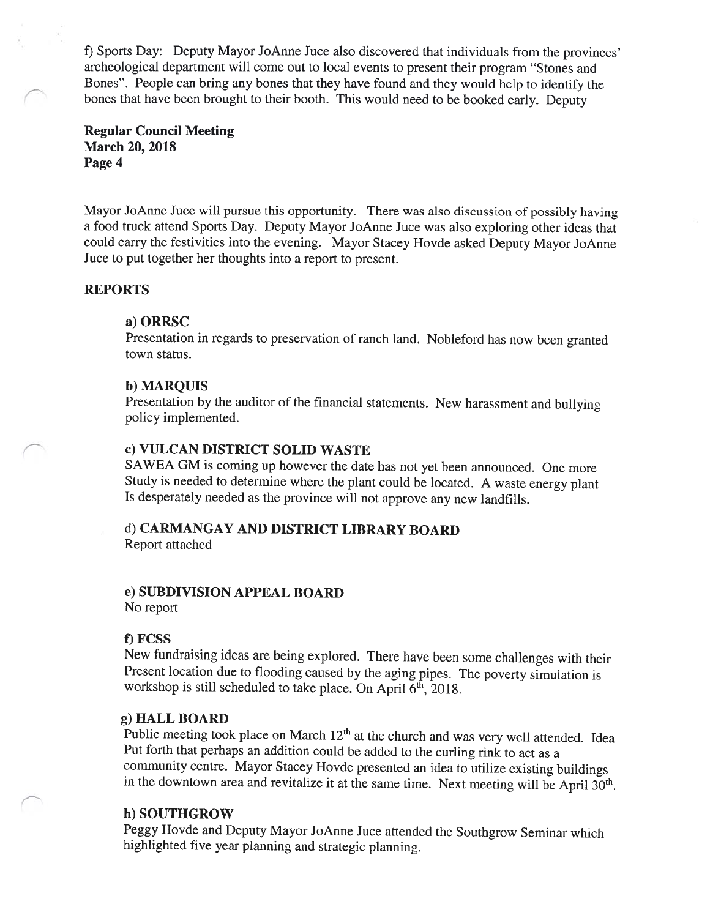f) Sports Day: Deputy Mayor JoAnne Juce also discovered that individuals from the provinces' archeological department will come out to local events to present their program "Stones and Bones". People can bring any bones that they have found and they would help to identify the bones that have been brought to their booth. This would need to be booked early. Deputy Mayor JoAnne Juce will pursue this opportunity. There was also discussion of possibly having a food truck attend Sports Day. Deputy Mayor JoAnne Juce was also exploring other ideas that could carry the festivities into the evening. Mayor Stacey Hovde asked Deputy Mayor JoAnne Juce to put together her thoughts into a report to present.

## REPORTS

### a) ORRSC

Presentation in regards to preservation of ranch land. Nobleford has now been granted town status.

### b) MARQUIS

Presentation by the auditor of the financial statements. New harassment and bullying policy implemented.

### c) VULCAN DISTRICT SOLID WASTE

SAWEA GM is coming up however the date has not yet been announced. One more Study is needed to determine where the plant could be located. A waste energy plant Is desperately needed as the province will not approve any new landfills.

### d) CARMANGAY AND DISTRICT LIBRARY BOARD

Report attached

### e) SUBDIVISION APPEAL BOARD

No report

### f) FCSS

New fundraising ideas are being explored. There have been some challenges with their Present location due to flooding caused by the aging pipes. The poverty simulation is workshop is still scheduled to take place. On April 6th, 2018.

### g) HALL BOARD

Public meeting took place on March 12th at the church and was very well attended. Idea Put forth that perhaps an addition could be added to the curling rink to act as a community centre. Mayor Stacey Hovde presented an idea to utilize existing buildings in the downtown area and revitalize it at the same time. Next meeting will be April 30th.

### h) SOUTHGROW

Peggy Hovde and Deputy Mayor JoAnne Juce attended the Southgrow Seminar which highlighted five year planning and strategic planning.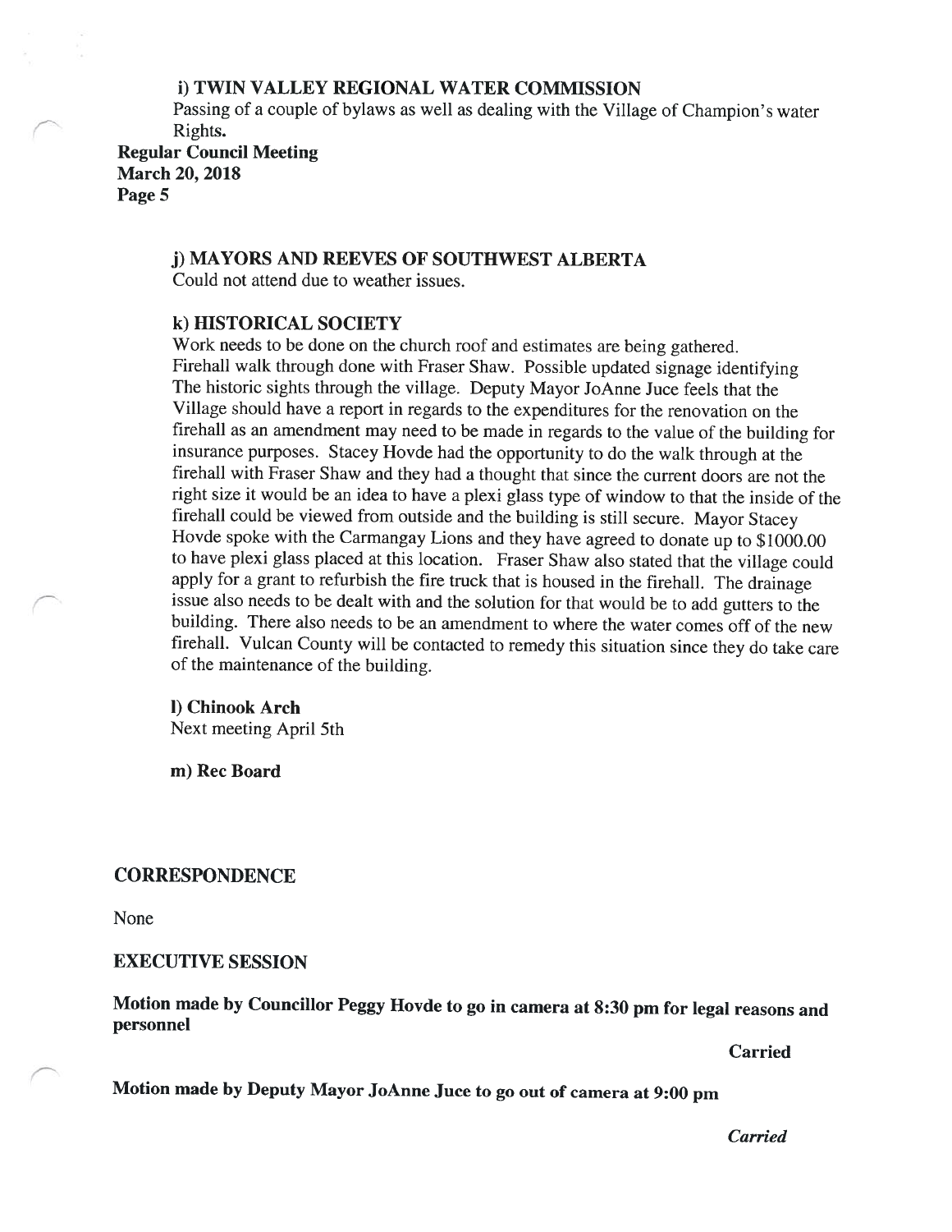### i) TWIN VALLEY REGIONAL WATER COMMISSION

Passing of a couple of bylaws as well as dealing with the Village of Champion's water Rights.

### j) MAYORS AND REEVES OF SOUTHWEST ALBERTA

Could not attend due to weather issues.

### k) HISTORICAL SOCIETY

Work needs to be done on the church roof and estimates are being gathered. Firehall walk through done with Fraser Shaw. Possible updated signage identifying The historic sights through the village. Deputy Mayor JoAnne Juce feels that the Village should have a report in regards to the expenditures for the renovation on the firehall as an amendment may need to be made in regards to the value of the building for insurance purposes. Stacey Hovde had the opportunity to do the walk through at the firehall with Fraser Shaw and they had a thought that since the current doors are not the right size it would be an idea to have a plexi glass type of window to that the inside of the firehall could be viewed from outside and the building is still secure. Mayor Stacey Hovde spoke with the Carmangay Lions and they have agreed to donate up to $1000.00 to have plexi glass placed at this location. Fraser Shaw also stated that the village could apply for a grant to refurbish the fire truck that is housed in the firehall. The drainage issue also needs to be dealt with and the solution for that would be to add gutters to the building. There also needs to be an amendment to where the water comes off of the new firehall. Vulcan County will be contacted to remedy this situation since they do take care of the maintenance of the building.

### l) Chinook Arch

Next meeting April 5th

### m) Rec Board

## CORRESPONDENCE

None

## EXECUTIVE SESSION

**Motion made by Councillor Peggy Hovde to go in camera at 8:30 pm for legal reasons and personnel**

**Carried**

**Motion made by Deputy Mayor JoAnne Juce to go out of camera at 9:00 pm**

***Carried***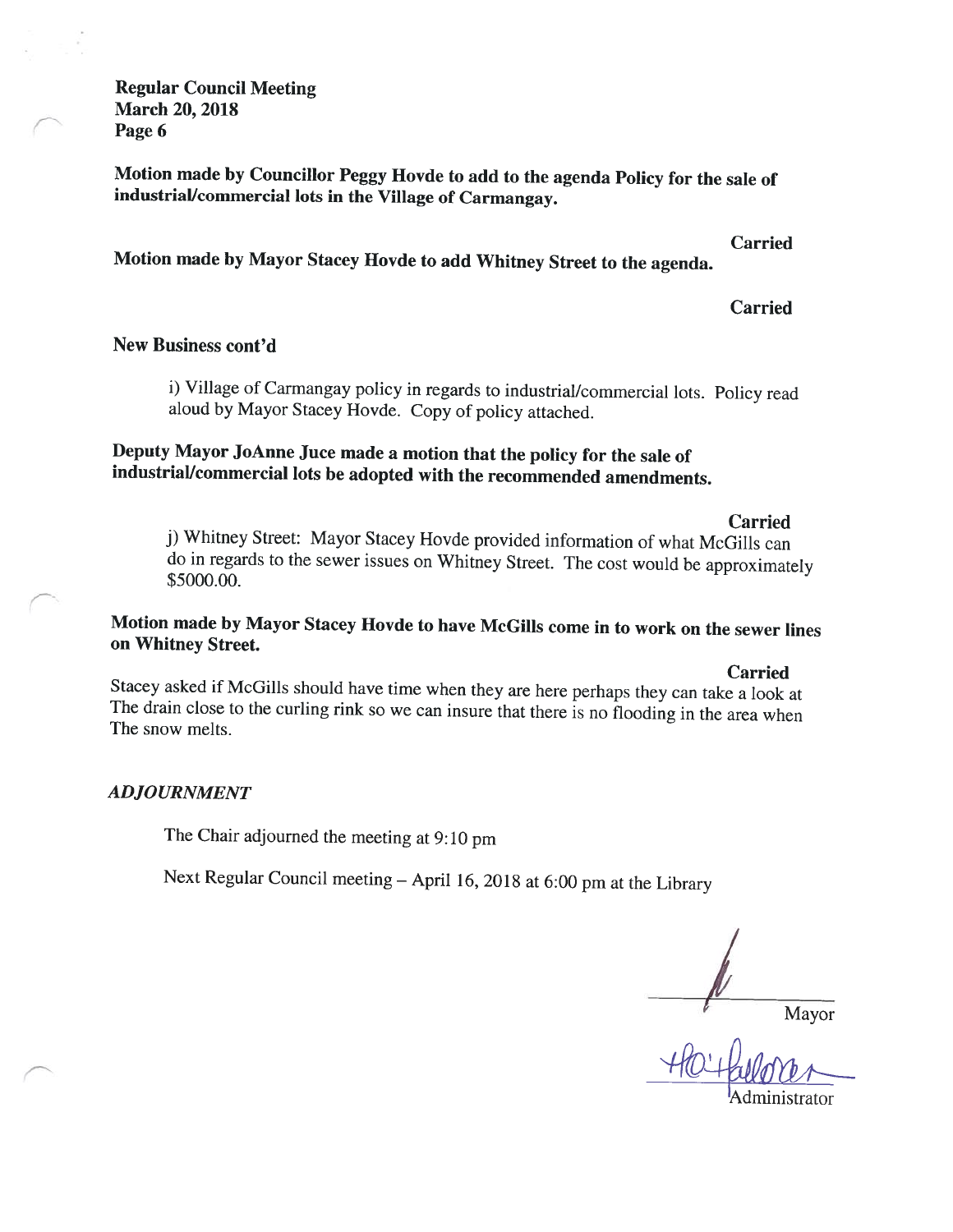**Motion made by Councillor Peggy Hovde to add to the agenda Policy for the sale of industrial/commercial lots in the Village of Carmangay.**

**Carried**

**Motion made by Mayor Stacey Hovde to add Whitney Street to the agenda.**

**Carried**

**New Business cont'd**

i) Village of Carmangay policy in regards to industrial/commercial lots. Policy read aloud by Mayor Stacey Hovde. Copy of policy attached.

**Deputy Mayor JoAnne Juce made a motion that the policy for the sale of industrial/commercial lots be adopted with the recommended amendments.**

**Carried**

j) Whitney Street: Mayor Stacey Hovde provided information of what McGills can do in regards to the sewer issues on Whitney Street. The cost would be approximately $5000.00.

**Motion made by Mayor Stacey Hovde to have McGills come in to work on the sewer lines on Whitney Street.**

**Carried**

Stacey asked if McGills should have time when they are here perhaps they can take a look at The drain close to the curling rink so we can insure that there is no flooding in the area when The snow melts.

***ADJOURNMENT***

The Chair adjourned the meeting at 9:10 pm

Next Regular Council meeting – April 16, 2018 at 6:00 pm at the Library

Mayor

Administrator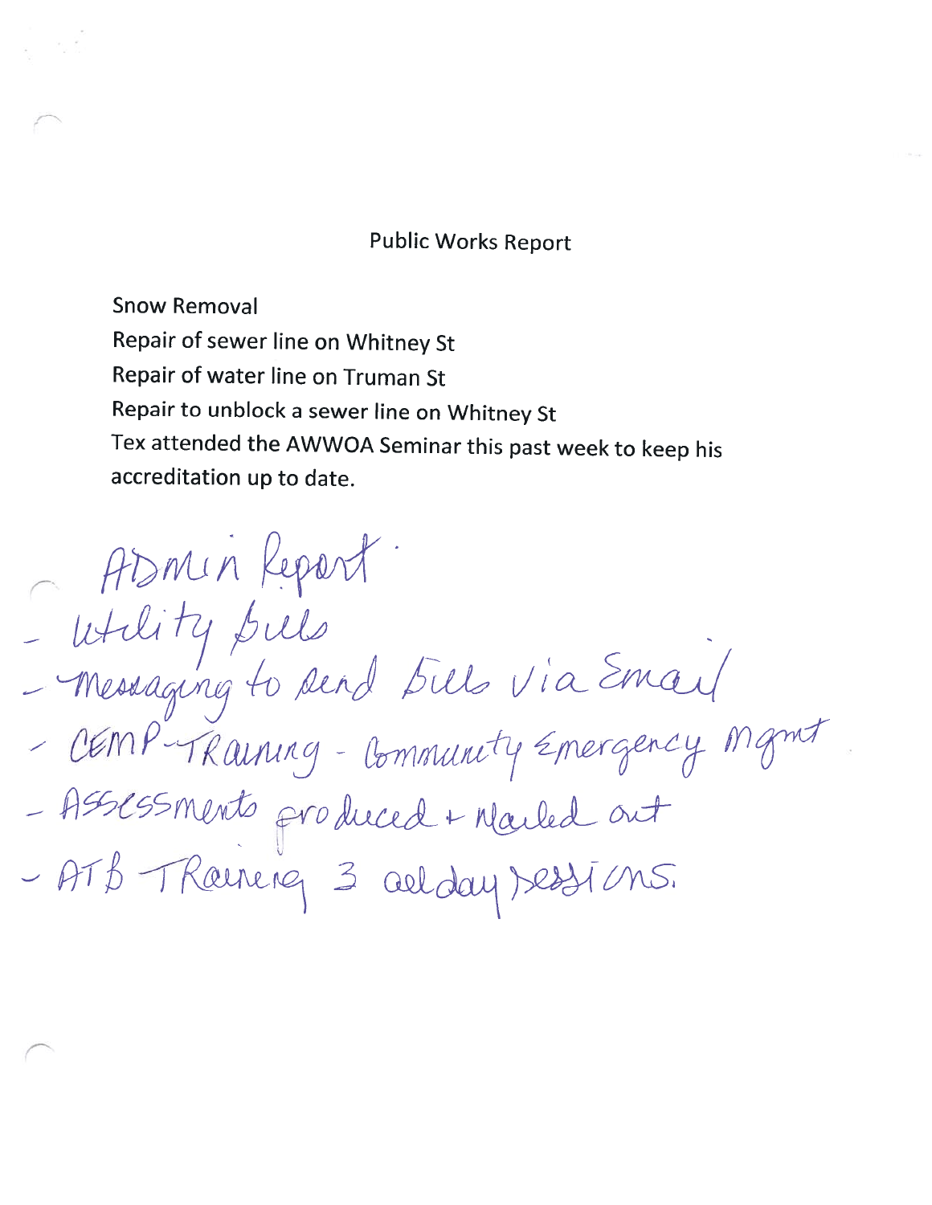## Public Works Report

Snow Removal

Repair of sewer line on Whitney St

Repair of water line on Truman St

Repair to unblock a sewer line on Whitney St

Tex attended the AWWOA Seminar this past week to keep his accreditation up to date.

ADMIN Report

- Utility Bills
- Messaging to send Bills via Email
- CEMP-Training - Community Emergency Mgmt
- Assessments produced + Mailed out
- ATB Training 3 all day sessions.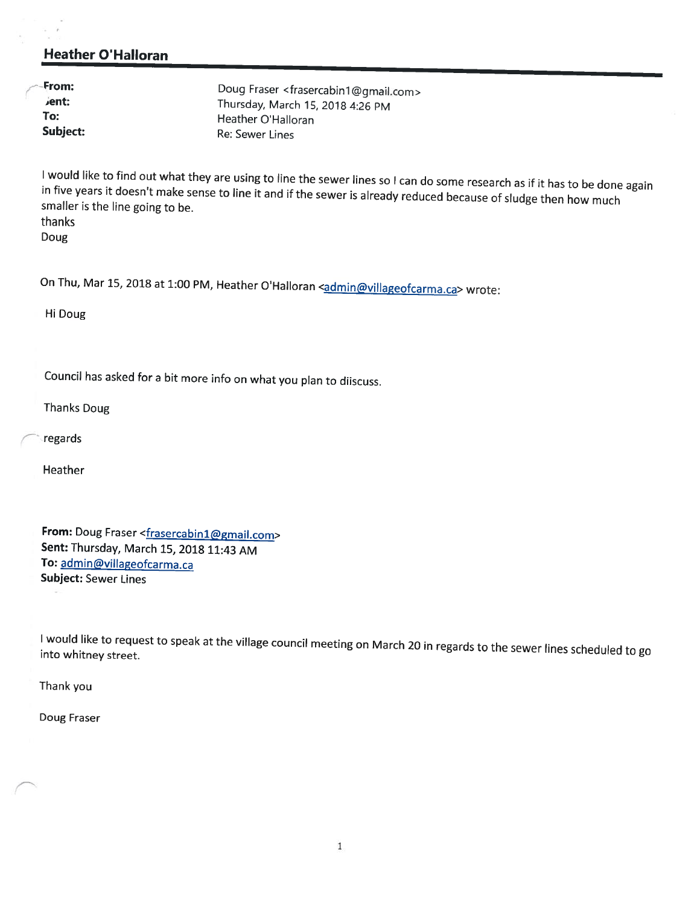## Heather O'Halloran

**From:** Doug Fraser <frasercabin1@gmail.com>
**Sent:** Thursday, March 15, 2018 4:26 PM
**To:** Heather O'Halloran
**Subject:** Re: Sewer Lines

I would like to find out what they are using to line the sewer lines so I can do some research as if it has to be done again in five years it doesn't make sense to line it and if the sewer is already reduced because of sludge then how much smaller is the line going to be.
thanks
Doug

On Thu, Mar 15, 2018 at 1:00 PM, Heather O'Halloran <admin@villageofcarma.ca> wrote:

Hi Doug

Council has asked for a bit more info on what you plan to diiscuss.

Thanks Doug

regards

Heather

**From:** Doug Fraser <frasercabin1@gmail.com>
**Sent:** Thursday, March 15, 2018 11:43 AM
**To:** admin@villageofcarma.ca
**Subject:** Sewer Lines

I would like to request to speak at the village council meeting on March 20 in regards to the sewer lines scheduled to go into whitney street.

Thank you

Doug Fraser